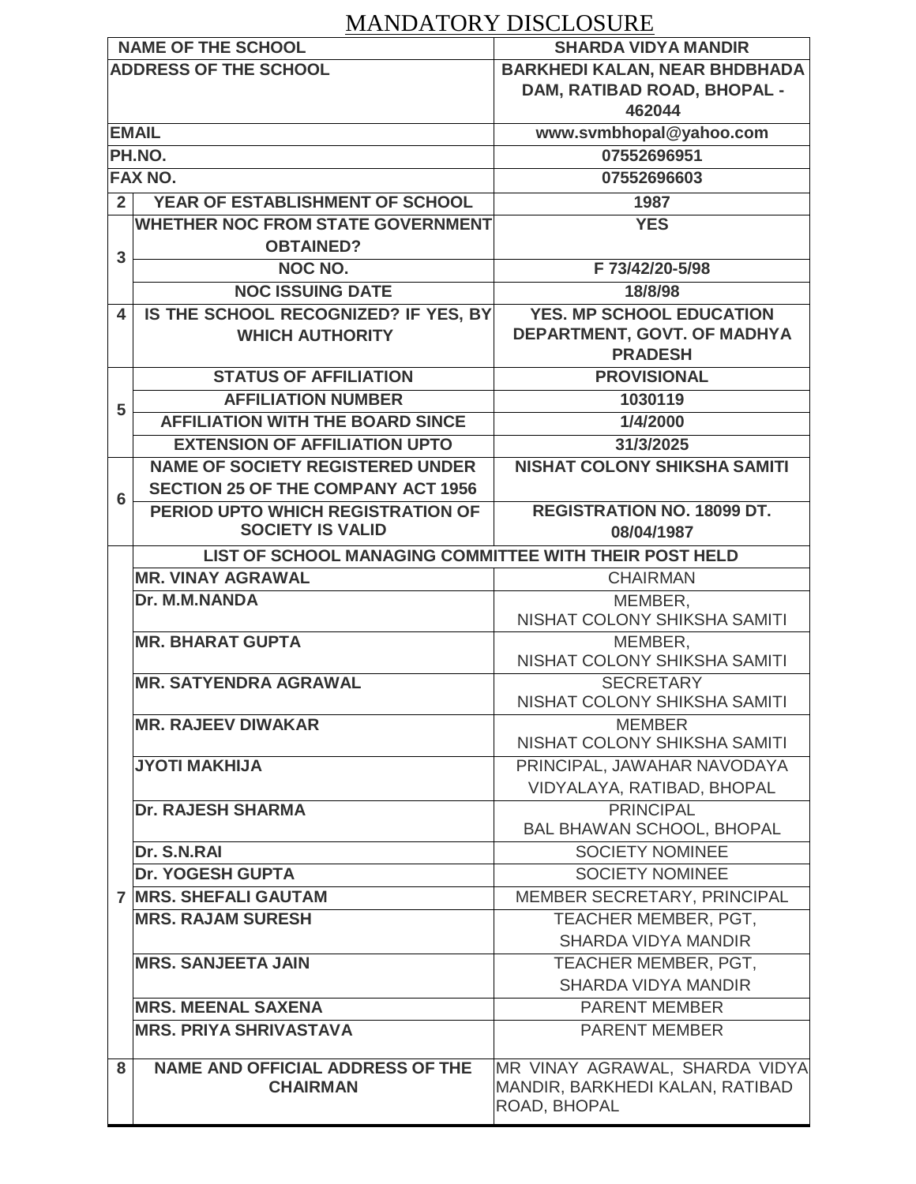# MANDATORY DISCLOSURE

| | | |
|---|---|---|
| | **NAME OF THE SCHOOL** | **SHARDA VIDYA MANDIR** |
| | **ADDRESS OF THE SCHOOL** | **BARKHEDI KALAN, NEAR BHDBHADA DAM, RATIBAD ROAD, BHOPAL - 462044** |
| | **EMAIL** | **www.svmbhopal@yahoo.com** |
| | **PH.NO.** | **07552696951** |
| | **FAX NO.** | **07552696603** |
| **2** | **YEAR OF ESTABLISHMENT OF SCHOOL** | **1987** |
| **3** | **WHETHER NOC FROM STATE GOVERNMENT OBTAINED?** | **YES** |
| | **NOC NO.** | **F 73/42/20-5/98** |
| | **NOC ISSUING DATE** | **18/8/98** |
| **4** | **IS THE SCHOOL RECOGNIZED? IF YES, BY WHICH AUTHORITY** | **YES. MP SCHOOL EDUCATION DEPARTMENT, GOVT. OF MADHYA PRADESH** |
| **5** | **STATUS OF AFFILIATION** | **PROVISIONAL** |
| | **AFFILIATION NUMBER** | **1030119** |
| | **AFFILIATION WITH THE BOARD SINCE** | **1/4/2000** |
| | **EXTENSION OF AFFILIATION UPTO** | **31/3/2025** |
| **6** | **NAME OF SOCIETY REGISTERED UNDER SECTION 25 OF THE COMPANY ACT 1956** | **NISHAT COLONY SHIKSHA SAMITI** |
| | **PERIOD UPTO WHICH REGISTRATION OF SOCIETY IS VALID** | **REGISTRATION NO. 18099 DT. 08/04/1987** |
| **7** | **LIST OF SCHOOL MANAGING COMMITTEE WITH THEIR POST HELD** | |
| | **MR. VINAY AGRAWAL** | CHAIRMAN |
| | **Dr. M.M.NANDA** | MEMBER, NISHAT COLONY SHIKSHA SAMITI |
| | **MR. BHARAT GUPTA** | MEMBER, NISHAT COLONY SHIKSHA SAMITI |
| | **MR. SATYENDRA AGRAWAL** | SECRETARY NISHAT COLONY SHIKSHA SAMITI |
| | **MR. RAJEEV DIWAKAR** | MEMBER NISHAT COLONY SHIKSHA SAMITI |
| | **JYOTI MAKHIJA** | PRINCIPAL, JAWAHAR NAVODAYA VIDYALAYA, RATIBAD, BHOPAL |
| | **Dr. RAJESH SHARMA** | PRINCIPAL BAL BHAWAN SCHOOL, BHOPAL |
| | **Dr. S.N.RAI** | SOCIETY NOMINEE |
| | **Dr. YOGESH GUPTA** | SOCIETY NOMINEE |
| | **MRS. SHEFALI GAUTAM** | MEMBER SECRETARY, PRINCIPAL |
| | **MRS. RAJAM SURESH** | TEACHER MEMBER, PGT, SHARDA VIDYA MANDIR |
| | **MRS. SANJEETA JAIN** | TEACHER MEMBER, PGT, SHARDA VIDYA MANDIR |
| | **MRS. MEENAL SAXENA** | PARENT MEMBER |
| | **MRS. PRIYA SHRIVASTAVA** | PARENT MEMBER |
| **8** | **NAME AND OFFICIAL ADDRESS OF THE CHAIRMAN** | MR VINAY AGRAWAL, SHARDA VIDYA MANDIR, BARKHEDI KALAN, RATIBAD ROAD, BHOPAL |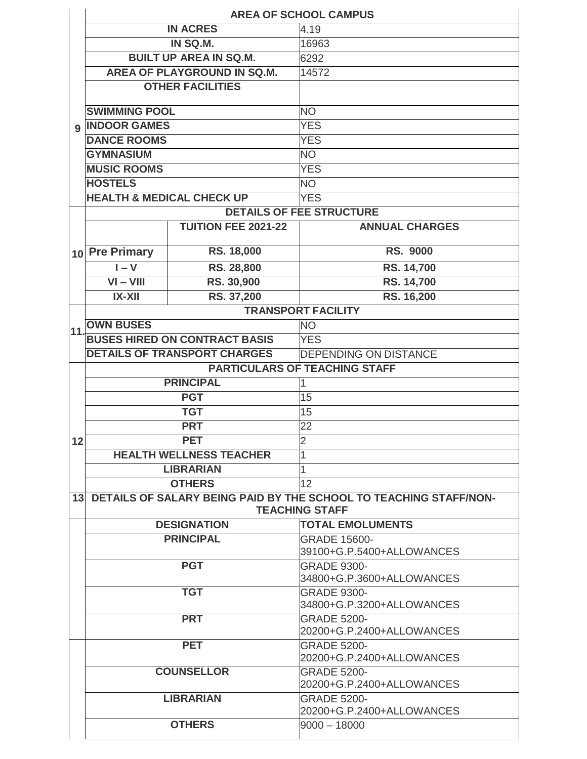| | AREA OF SCHOOL CAMPUS | | |
|---|---|---|---|
| | IN ACRES | | 4.19 |
| | IN SQ.M. | | 16963 |
| | BUILT UP AREA IN SQ.M. | | 6292 |
| | AREA OF PLAYGROUND IN SQ.M. | | 14572 |
| | OTHER FACILITIES | | |
| | SWIMMING POOL | | NO |
| 9 | INDOOR GAMES | | YES |
| | DANCE ROOMS | | YES |
| | GYMNASIUM | | NO |
| | MUSIC ROOMS | | YES |
| | HOSTELS | | NO |
| | HEALTH & MEDICAL CHECK UP | | YES |
| | DETAILS OF FEE STRUCTURE | | |
| | | TUITION FEE 2021-22 | ANNUAL CHARGES |
| 10 | Pre Primary | RS. 18,000 | RS. 9000 |
| | I – V | RS. 28,800 | RS. 14,700 |
| | VI – VIII | RS. 30,900 | RS. 14,700 |
| | IX-XII | RS. 37,200 | RS. 16,200 |
| | TRANSPORT FACILITY | | |
| 11. | OWN BUSES | | NO |
| | BUSES HIRED ON CONTRACT BASIS | | YES |
| | DETAILS OF TRANSPORT CHARGES | | DEPENDING ON DISTANCE |
| | PARTICULARS OF TEACHING STAFF | | |
| | PRINCIPAL | | 1 |
| | PGT | | 15 |
| | TGT | | 15 |
| | PRT | | 22 |
| 12 | PET | | 2 |
| | HEALTH WELLNESS TEACHER | | 1 |
| | LIBRARIAN | | 1 |
| | OTHERS | | 12 |
| 13 | DETAILS OF SALARY BEING PAID BY THE SCHOOL TO TEACHING STAFF/NON-TEACHING STAFF | | |
| | DESIGNATION | | TOTAL EMOLUMENTS |
| | PRINCIPAL | | GRADE 15600-39100+G.P.5400+ALLOWANCES |
| | PGT | | GRADE 9300-34800+G.P.3600+ALLOWANCES |
| | TGT | | GRADE 9300-34800+G.P.3200+ALLOWANCES |
| | PRT | | GRADE 5200-20200+G.P.2400+ALLOWANCES |
| | PET | | GRADE 5200-20200+G.P.2400+ALLOWANCES |
| | COUNSELLOR | | GRADE 5200-20200+G.P.2400+ALLOWANCES |
| | LIBRARIAN | | GRADE 5200-20200+G.P.2400+ALLOWANCES |
| | OTHERS | | 9000 – 18000 |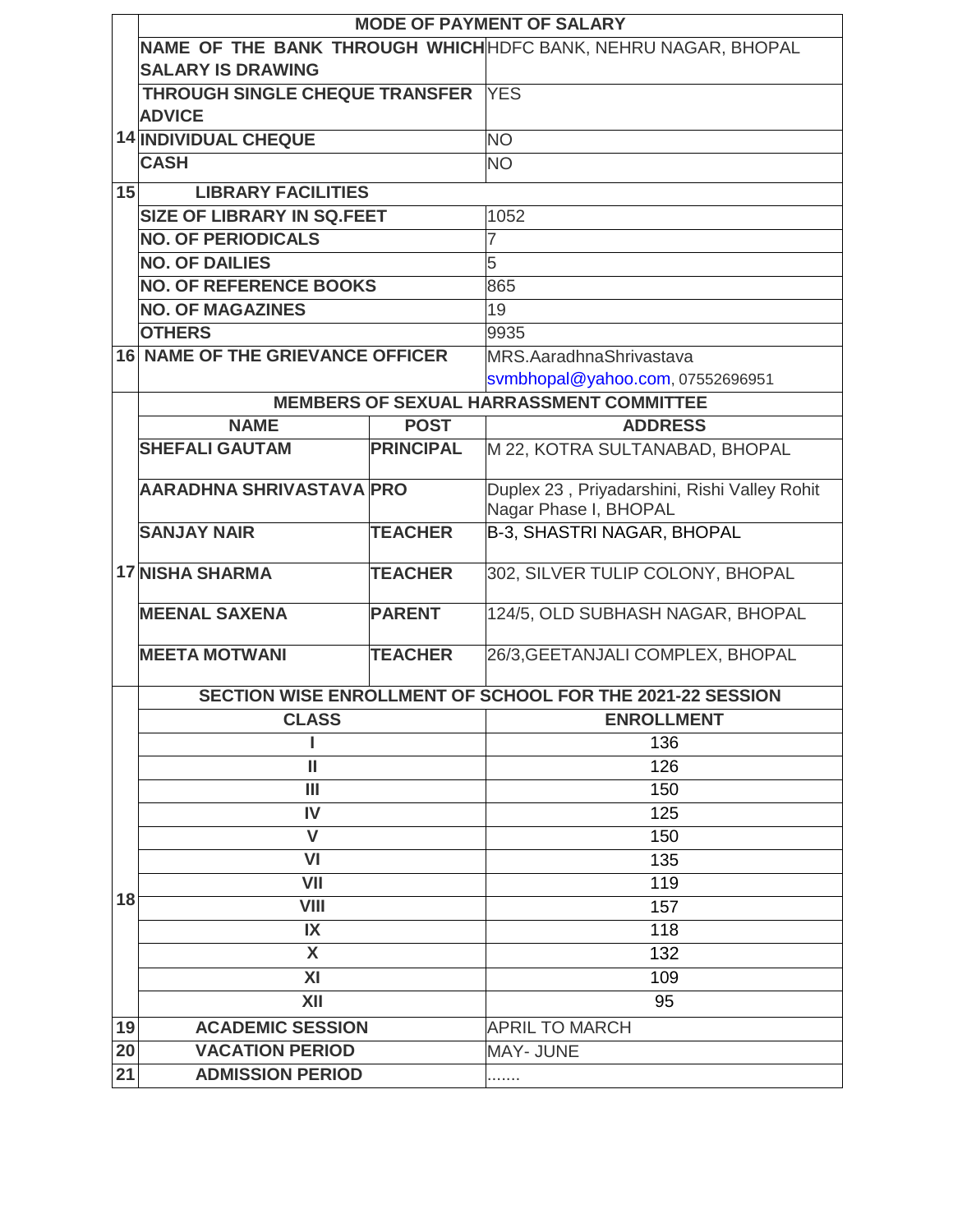| | | | |
|---|---|---|---|
| | **MODE OF PAYMENT OF SALARY** | | |
| 14 | **NAME OF THE BANK THROUGH WHICH SALARY IS DRAWING** | | HDFC BANK, NEHRU NAGAR, BHOPAL |
| | **THROUGH SINGLE CHEQUE TRANSFER ADVICE** | | YES |
| | **INDIVIDUAL CHEQUE** | | NO |
| | **CASH** | | NO |
| 15 | **LIBRARY FACILITIES** | | |
| | **SIZE OF LIBRARY IN SQ.FEET** | | 1052 |
| | **NO. OF PERIODICALS** | | 7 |
| | **NO. OF DAILIES** | | 5 |
| | **NO. OF REFERENCE BOOKS** | | 865 |
| | **NO. OF MAGAZINES** | | 19 |
| | **OTHERS** | | 9935 |
| 16 | **NAME OF THE GRIEVANCE OFFICER** | | MRS.AaradhnaShrivastava svmbhopal@yahoo.com, 07552696951 |
| | **MEMBERS OF SEXUAL HARRASSMENT COMMITTEE** | | |
| | **NAME** | **POST** | **ADDRESS** |
| 17 | **SHEFALI GAUTAM** | **PRINCIPAL** | M 22, KOTRA SULTANABAD, BHOPAL |
| | **AARADHNA SHRIVASTAVA** | **PRO** | Duplex 23 , Priyadarshini, Rishi Valley Rohit Nagar Phase I, BHOPAL |
| | **SANJAY NAIR** | **TEACHER** | B-3, SHASTRI NAGAR, BHOPAL |
| | **NISHA SHARMA** | **TEACHER** | 302, SILVER TULIP COLONY, BHOPAL |
| | **MEENAL SAXENA** | **PARENT** | 124/5, OLD SUBHASH NAGAR, BHOPAL |
| | **MEETA MOTWANI** | **TEACHER** | 26/3,GEETANJALI COMPLEX, BHOPAL |
| | **SECTION WISE ENROLLMENT OF SCHOOL FOR THE 2021-22 SESSION** | | |
| | **CLASS** | | **ENROLLMENT** |
| 18 | **I** | | 136 |
| | **II** | | 126 |
| | **III** | | 150 |
| | **IV** | | 125 |
| | **V** | | 150 |
| | **VI** | | 135 |
| | **VII** | | 119 |
| | **VIII** | | 157 |
| | **IX** | | 118 |
| | **X** | | 132 |
| | **XI** | | 109 |
| | **XII** | | 95 |
| 19 | **ACADEMIC SESSION** | | APRIL TO MARCH |
| 20 | **VACATION PERIOD** | | MAY- JUNE |
| 21 | **ADMISSION PERIOD** | | ....... |